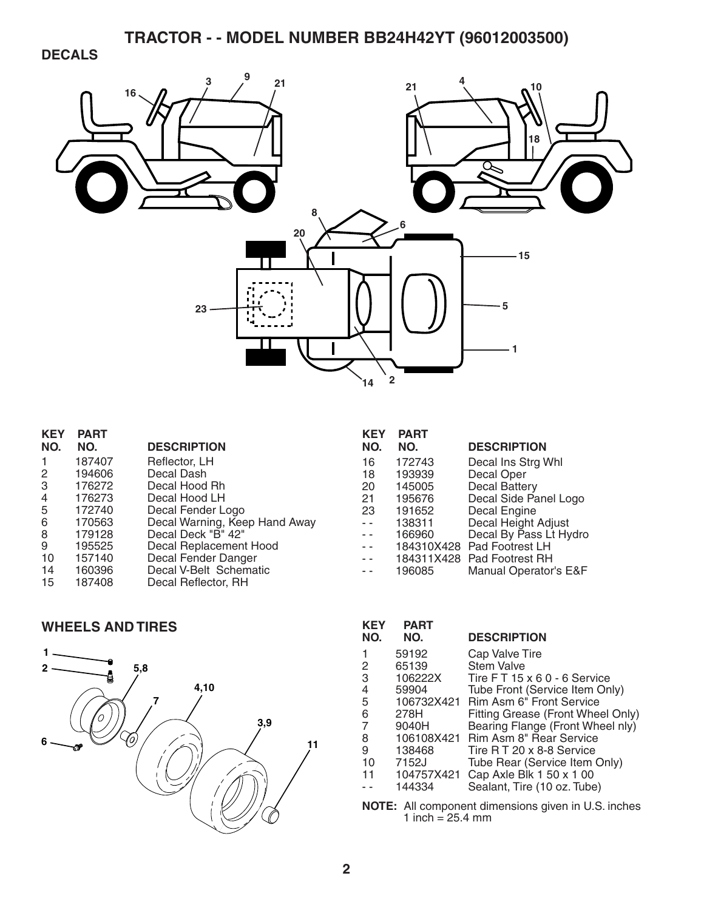# TRACTOR - - MODEL NUMBER BB24H42YT (96012003500)

## DECALS

| KEY NO. | PART NO. | DESCRIPTION |
|---|---|---|
| 1 | 187407 | Reflector, LH |
| 2 | 194606 | Decal Dash |
| 3 | 176272 | Decal Hood Rh |
| 4 | 176273 | Decal Hood LH |
| 5 | 172740 | Decal Fender Logo |
| 6 | 170563 | Decal Warning, Keep Hand Away |
| 8 | 179128 | Decal Deck "B" 42" |
| 9 | 195525 | Decal Replacement Hood |
| 10 | 157140 | Decal Fender Danger |
| 14 | 160396 | Decal V-Belt Schematic |
| 15 | 187408 | Decal Reflector, RH |
| 16 | 172743 | Decal Ins Strg Whl |
| 18 | 193939 | Decal Oper |
| 20 | 145005 | Decal Battery |
| 21 | 195676 | Decal Side Panel Logo |
| 23 | 191652 | Decal Engine |
| - - | 138311 | Decal Height Adjust |
| - - | 166960 | Decal By Pass Lt Hydro |
| - - | 184310X428 | Pad Footrest LH |
| - - | 184311X428 | Pad Footrest RH |
| - - | 196085 | Manual Operator's E&F |

## WHEELS AND TIRES

| KEY NO. | PART NO. | DESCRIPTION |
|---|---|---|
| 1 | 59192 | Cap Valve Tire |
| 2 | 65139 | Stem Valve |
| 3 | 106222X | Tire F T 15 x 6 0 - 6 Service |
| 4 | 59904 | Tube Front (Service Item Only) |
| 5 | 106732X421 | Rim Asm 6" Front Service |
| 6 | 278H | Fitting Grease (Front Wheel Only) |
| 7 | 9040H | Bearing Flange (Front Wheel nly) |
| 8 | 106108X421 | Rim Asm 8" Rear Service |
| 9 | 138468 | Tire R T 20 x 8-8 Service |
| 10 | 7152J | Tube Rear (Service Item Only) |
| 11 | 104757X421 | Cap Axle Blk 1 50 x 1 00 |
| - - | 144334 | Sealant, Tire (10 oz. Tube) |

**NOTE:** All component dimensions given in U.S. inches
1 inch = 25.4 mm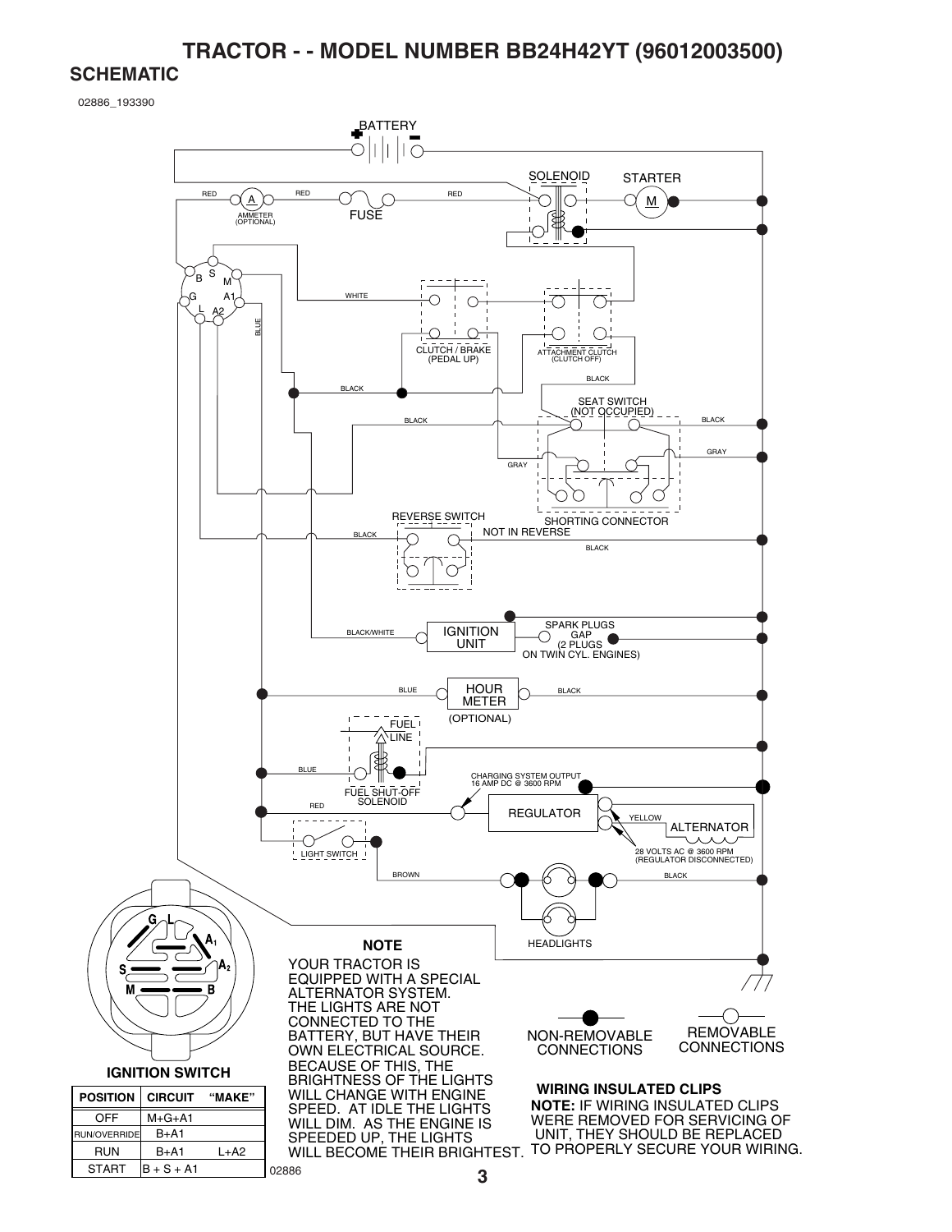# TRACTOR - - MODEL NUMBER BB24H42YT (96012003500)

## SCHEMATIC

02886_193390

BATTERY

SOLENOID

STARTER

RED

AMMETER (OPTIONAL)

RED

FUSE

RED

WHITE

BLUE

CLUTCH / BRAKE (PEDAL UP)

ATTACHMENT CLUTCH (CLUTCH OFF)

BLACK

BLACK

SEAT SWITCH (NOT OCCUPIED)

BLACK

BLACK

GRAY

GRAY

REVERSE SWITCH

SHORTING CONNECTOR

NOT IN REVERSE

BLACK

BLACK

BLACK/WHITE

IGNITION UNIT

SPARK PLUGS GAP (2 PLUGS ON TWIN CYL. ENGINES)

BLUE

HOUR METER (OPTIONAL)

BLACK

FUEL LINE

BLUE

FUEL SHUT-OFF SOLENOID

CHARGING SYSTEM OUTPUT 16 AMP DC @ 3600 RPM

RED

REGULATOR

YELLOW

ALTERNATOR

LIGHT SWITCH

28 VOLTS AC @ 3600 RPM (REGULATOR DISCONNECTED)

BROWN

BLACK

HEADLIGHTS

### NOTE

YOUR TRACTOR IS EQUIPPED WITH A SPECIAL ALTERNATOR SYSTEM. THE LIGHTS ARE NOT CONNECTED TO THE BATTERY, BUT HAVE THEIR OWN ELECTRICAL SOURCE. BECAUSE OF THIS, THE BRIGHTNESS OF THE LIGHTS WILL CHANGE WITH ENGINE SPEED. AT IDLE THE LIGHTS WILL DIM. AS THE ENGINE IS SPEEDED UP, THE LIGHTS WILL BECOME THEIR BRIGHTEST.

NON-REMOVABLE CONNECTIONS

REMOVABLE CONNECTIONS

### WIRING INSULATED CLIPS

**NOTE:** IF WIRING INSULATED CLIPS WERE REMOVED FOR SERVICING OF UNIT, THEY SHOULD BE REPLACED TO PROPERLY SECURE YOUR WIRING.

### IGNITION SWITCH

| POSITION | CIRCUIT | "MAKE" |
|---|---|---|
| OFF | M+G+A1 | |
| RUN/OVERRIDE | B+A1 | |
| RUN | B+A1 | L+A2 |
| START | B + S + A1 | |

02886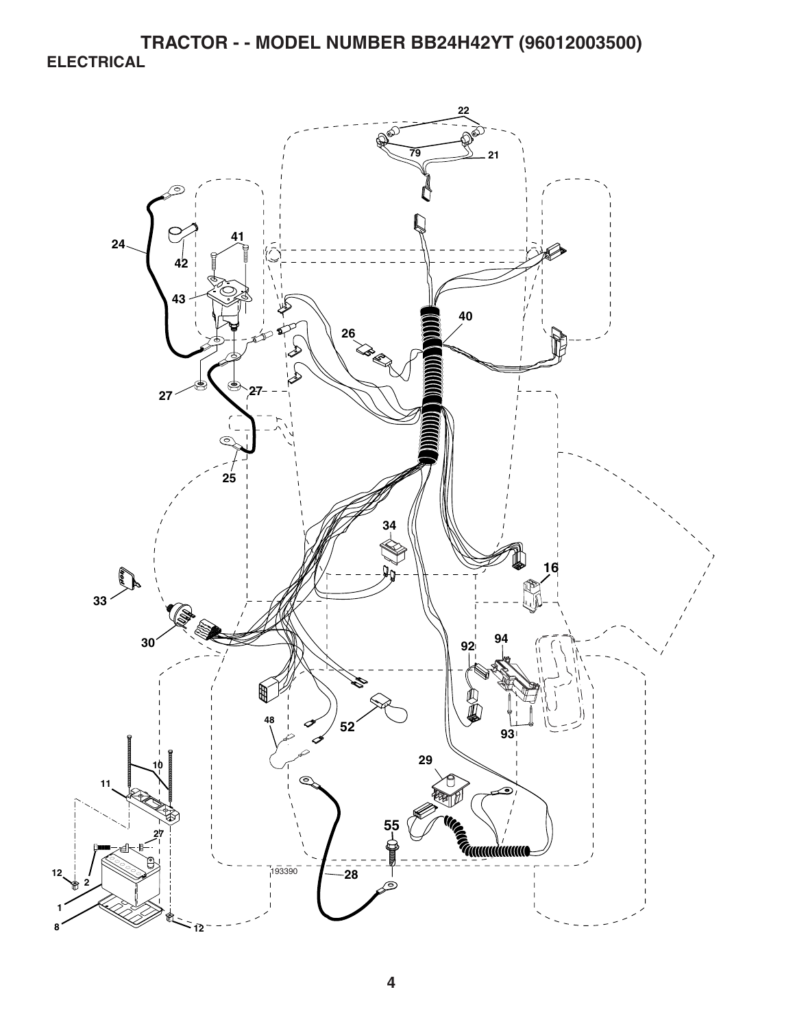# TRACTOR - - MODEL NUMBER BB24H42YT (96012003500)

## ELECTRICAL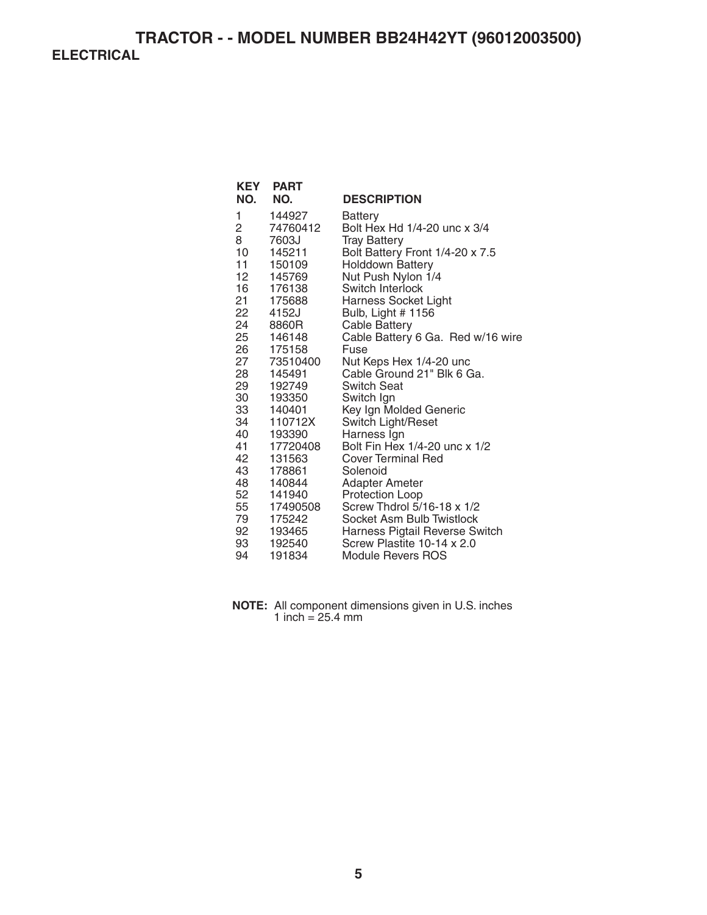# TRACTOR - - MODEL NUMBER BB24H42YT (96012003500)

## ELECTRICAL

| KEY NO. | PART NO. | DESCRIPTION |
|---|---|---|
| 1 | 144927 | Battery |
| 2 | 74760412 | Bolt Hex Hd 1/4-20 unc x 3/4 |
| 8 | 7603J | Tray Battery |
| 10 | 145211 | Bolt Battery Front 1/4-20 x 7.5 |
| 11 | 150109 | Holddown Battery |
| 12 | 145769 | Nut Push Nylon 1/4 |
| 16 | 176138 | Switch Interlock |
| 21 | 175688 | Harness Socket Light |
| 22 | 4152J | Bulb, Light # 1156 |
| 24 | 8860R | Cable Battery |
| 25 | 146148 | Cable Battery 6 Ga. Red w/16 wire |
| 26 | 175158 | Fuse |
| 27 | 73510400 | Nut Keps Hex 1/4-20 unc |
| 28 | 145491 | Cable Ground 21" Blk 6 Ga. |
| 29 | 192749 | Switch Seat |
| 30 | 193350 | Switch Ign |
| 33 | 140401 | Key Ign Molded Generic |
| 34 | 110712X | Switch Light/Reset |
| 40 | 193390 | Harness Ign |
| 41 | 17720408 | Bolt Fin Hex 1/4-20 unc x 1/2 |
| 42 | 131563 | Cover Terminal Red |
| 43 | 178861 | Solenoid |
| 48 | 140844 | Adapter Ameter |
| 52 | 141940 | Protection Loop |
| 55 | 17490508 | Screw Thdrol 5/16-18 x 1/2 |
| 79 | 175242 | Socket Asm Bulb Twistlock |
| 92 | 193465 | Harness Pigtail Reverse Switch |
| 93 | 192540 | Screw Plastite 10-14 x 2.0 |
| 94 | 191834 | Module Revers ROS |

**NOTE:** All component dimensions given in U.S. inches
1 inch = 25.4 mm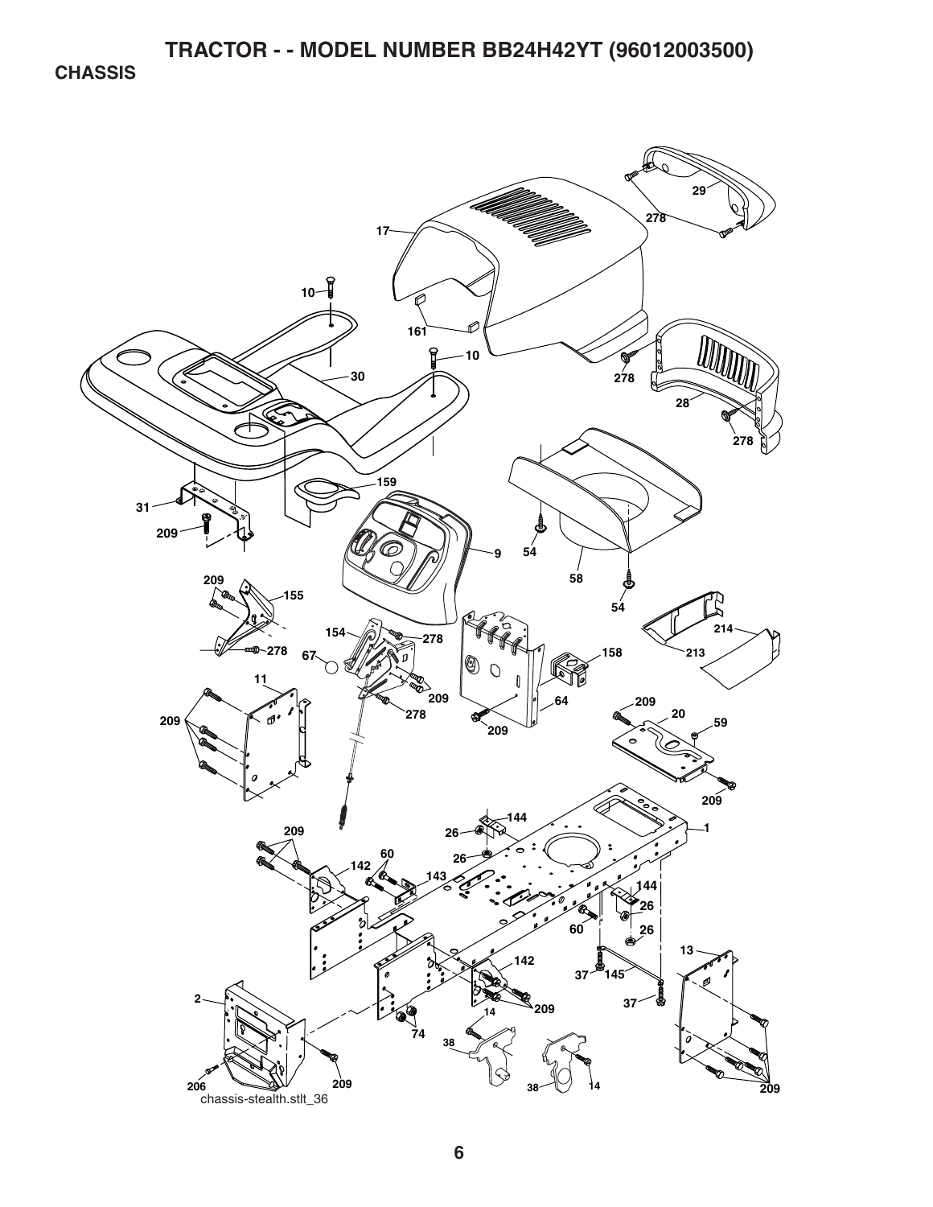# TRACTOR - - MODEL NUMBER BB24H42YT (96012003500)

## CHASSIS

29
278
17
10
161
10
30
278
28
278
159
31
209
9
54
58
54
209
155
154
278
67
278
158
213
214
11
209
278
209
64
209
20
59
209
209
1
144
26
209
26
60
142
143
144
26
60
26
13
142
37
145
209
37
14
2
74
38
209
206
38
14
209

chassis-stealth.stlt_36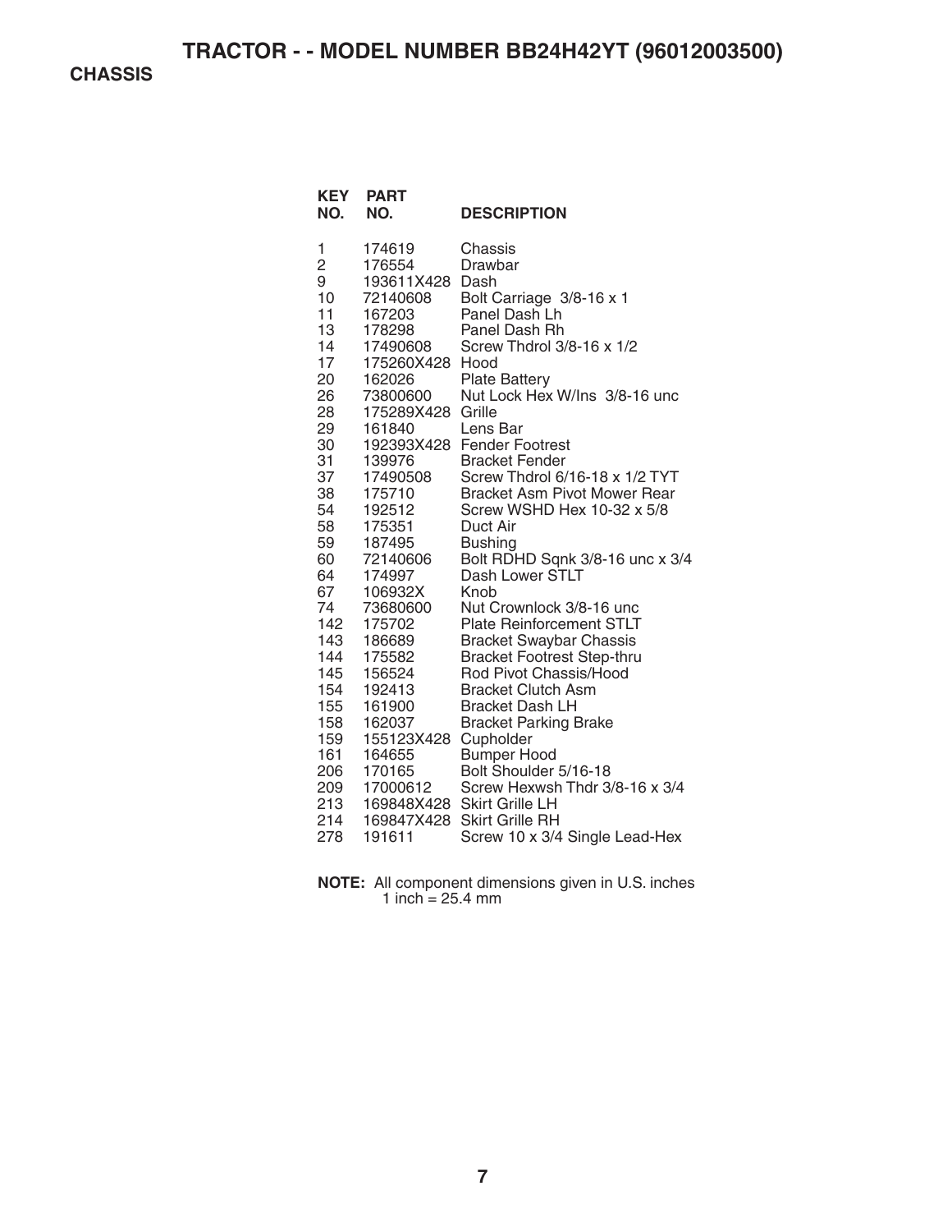# TRACTOR - - MODEL NUMBER BB24H42YT (96012003500)

## CHASSIS

| KEY NO. | PART NO. | DESCRIPTION |
|---|---|---|
| 1 | 174619 | Chassis |
| 2 | 176554 | Drawbar |
| 9 | 193611X428 | Dash |
| 10 | 72140608 | Bolt Carriage 3/8-16 x 1 |
| 11 | 167203 | Panel Dash Lh |
| 13 | 178298 | Panel Dash Rh |
| 14 | 17490608 | Screw Thdrol 3/8-16 x 1/2 |
| 17 | 175260X428 | Hood |
| 20 | 162026 | Plate Battery |
| 26 | 73800600 | Nut Lock Hex W/Ins 3/8-16 unc |
| 28 | 175289X428 | Grille |
| 29 | 161840 | Lens Bar |
| 30 | 192393X428 | Fender Footrest |
| 31 | 139976 | Bracket Fender |
| 37 | 17490508 | Screw Thdrol 6/16-18 x 1/2 TYT |
| 38 | 175710 | Bracket Asm Pivot Mower Rear |
| 54 | 192512 | Screw WSHD Hex 10-32 x 5/8 |
| 58 | 175351 | Duct Air |
| 59 | 187495 | Bushing |
| 60 | 72140606 | Bolt RDHD Sqnk 3/8-16 unc x 3/4 |
| 64 | 174997 | Dash Lower STLT |
| 67 | 106932X | Knob |
| 74 | 73680600 | Nut Crownlock 3/8-16 unc |
| 142 | 175702 | Plate Reinforcement STLT |
| 143 | 186689 | Bracket Swaybar Chassis |
| 144 | 175582 | Bracket Footrest Step-thru |
| 145 | 156524 | Rod Pivot Chassis/Hood |
| 154 | 192413 | Bracket Clutch Asm |
| 155 | 161900 | Bracket Dash LH |
| 158 | 162037 | Bracket Parking Brake |
| 159 | 155123X428 | Cupholder |
| 161 | 164655 | Bumper Hood |
| 206 | 170165 | Bolt Shoulder 5/16-18 |
| 209 | 17000612 | Screw Hexwsh Thdr 3/8-16 x 3/4 |
| 213 | 169848X428 | Skirt Grille LH |
| 214 | 169847X428 | Skirt Grille RH |
| 278 | 191611 | Screw 10 x 3/4 Single Lead-Hex |

**NOTE:** All component dimensions given in U.S. inches
1 inch = 25.4 mm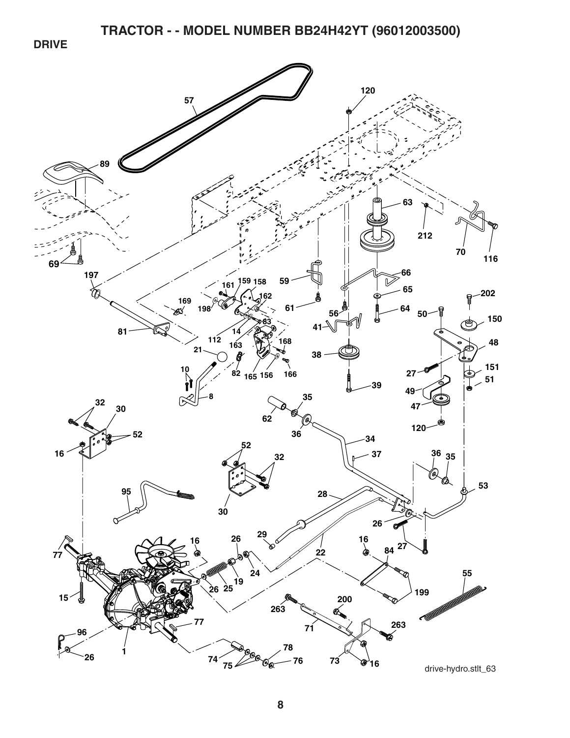# TRACTOR - - MODEL NUMBER BB24H42YT (96012003500)

## DRIVE

drive-hydro.stlt_63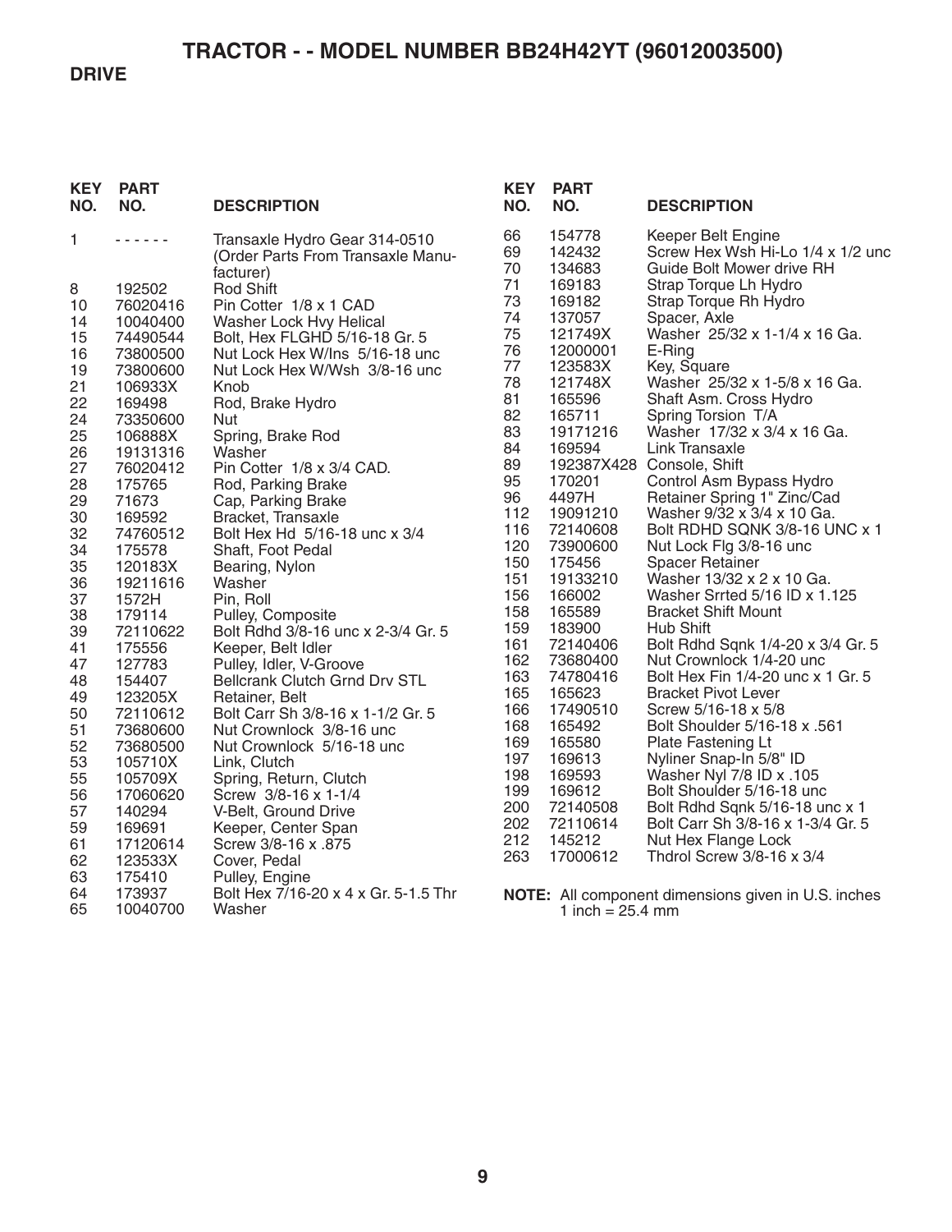# TRACTOR - - MODEL NUMBER BB24H42YT (96012003500)

## DRIVE

| KEY NO. | PART NO. | DESCRIPTION |
|---|---|---|
| 1 | - - - - - - | Transaxle Hydro Gear 314-0510 (Order Parts From Transaxle Manufacturer) |
| 8 | 192502 | Rod Shift |
| 10 | 76020416 | Pin Cotter 1/8 x 1 CAD |
| 14 | 10040400 | Washer Lock Hvy Helical |
| 15 | 74490544 | Bolt, Hex FLGHD 5/16-18 Gr. 5 |
| 16 | 73800500 | Nut Lock Hex W/Ins 5/16-18 unc |
| 19 | 73800600 | Nut Lock Hex W/Wsh 3/8-16 unc |
| 21 | 106933X | Knob |
| 22 | 169498 | Rod, Brake Hydro |
| 24 | 73350600 | Nut |
| 25 | 106888X | Spring, Brake Rod |
| 26 | 19131316 | Washer |
| 27 | 76020412 | Pin Cotter 1/8 x 3/4 CAD. |
| 28 | 175765 | Rod, Parking Brake |
| 29 | 71673 | Cap, Parking Brake |
| 30 | 169592 | Bracket, Transaxle |
| 32 | 74760512 | Bolt Hex Hd 5/16-18 unc x 3/4 |
| 34 | 175578 | Shaft, Foot Pedal |
| 35 | 120183X | Bearing, Nylon |
| 36 | 19211616 | Washer |
| 37 | 1572H | Pin, Roll |
| 38 | 179114 | Pulley, Composite |
| 39 | 72110622 | Bolt Rdhd 3/8-16 unc x 2-3/4 Gr. 5 |
| 41 | 175556 | Keeper, Belt Idler |
| 47 | 127783 | Pulley, Idler, V-Groove |
| 48 | 154407 | Bellcrank Clutch Grnd Drv STL |
| 49 | 123205X | Retainer, Belt |
| 50 | 72110612 | Bolt Carr Sh 3/8-16 x 1-1/2 Gr. 5 |
| 51 | 73680600 | Nut Crownlock 3/8-16 unc |
| 52 | 73680500 | Nut Crownlock 5/16-18 unc |
| 53 | 105710X | Link, Clutch |
| 55 | 105709X | Spring, Return, Clutch |
| 56 | 17060620 | Screw 3/8-16 x 1-1/4 |
| 57 | 140294 | V-Belt, Ground Drive |
| 59 | 169691 | Keeper, Center Span |
| 61 | 17120614 | Screw 3/8-16 x .875 |
| 62 | 123533X | Cover, Pedal |
| 63 | 175410 | Pulley, Engine |
| 64 | 173937 | Bolt Hex 7/16-20 x 4 x Gr. 5-1.5 Thr |
| 65 | 10040700 | Washer |
| 66 | 154778 | Keeper Belt Engine |
| 69 | 142432 | Screw Hex Wsh Hi-Lo 1/4 x 1/2 unc |
| 70 | 134683 | Guide Bolt Mower drive RH |
| 71 | 169183 | Strap Torque Lh Hydro |
| 73 | 169182 | Strap Torque Rh Hydro |
| 74 | 137057 | Spacer, Axle |
| 75 | 121749X | Washer 25/32 x 1-1/4 x 16 Ga. |
| 76 | 12000001 | E-Ring |
| 77 | 123583X | Key, Square |
| 78 | 121748X | Washer 25/32 x 1-5/8 x 16 Ga. |
| 81 | 165596 | Shaft Asm. Cross Hydro |
| 82 | 165711 | Spring Torsion T/A |
| 83 | 19171216 | Washer 17/32 x 3/4 x 16 Ga. |
| 84 | 169594 | Link Transaxle |
| 89 | 192387X428 | Console, Shift |
| 95 | 170201 | Control Asm Bypass Hydro |
| 96 | 4497H | Retainer Spring 1" Zinc/Cad |
| 112 | 19091210 | Washer 9/32 x 3/4 x 10 Ga. |
| 116 | 72140608 | Bolt RDHD SQNK 3/8-16 UNC x 1 |
| 120 | 73900600 | Nut Lock Flg 3/8-16 unc |
| 150 | 175456 | Spacer Retainer |
| 151 | 19133210 | Washer 13/32 x 2 x 10 Ga. |
| 156 | 166002 | Washer Srrted 5/16 ID x 1.125 |
| 158 | 165589 | Bracket Shift Mount |
| 159 | 183900 | Hub Shift |
| 161 | 72140406 | Bolt Rdhd Sqnk 1/4-20 x 3/4 Gr. 5 |
| 162 | 73680400 | Nut Crownlock 1/4-20 unc |
| 163 | 74780416 | Bolt Hex Fin 1/4-20 unc x 1 Gr. 5 |
| 165 | 165623 | Bracket Pivot Lever |
| 166 | 17490510 | Screw 5/16-18 x 5/8 |
| 168 | 165492 | Bolt Shoulder 5/16-18 x .561 |
| 169 | 165580 | Plate Fastening Lt |
| 197 | 169613 | Nyliner Snap-In 5/8" ID |
| 198 | 169593 | Washer Nyl 7/8 ID x .105 |
| 199 | 169612 | Bolt Shoulder 5/16-18 unc |
| 200 | 72140508 | Bolt Rdhd Sqnk 5/16-18 unc x 1 |
| 202 | 72110614 | Bolt Carr Sh 3/8-16 x 1-3/4 Gr. 5 |
| 212 | 145212 | Nut Hex Flange Lock |
| 263 | 17000612 | Thdrol Screw 3/8-16 x 3/4 |

**NOTE:** All component dimensions given in U.S. inches
1 inch = 25.4 mm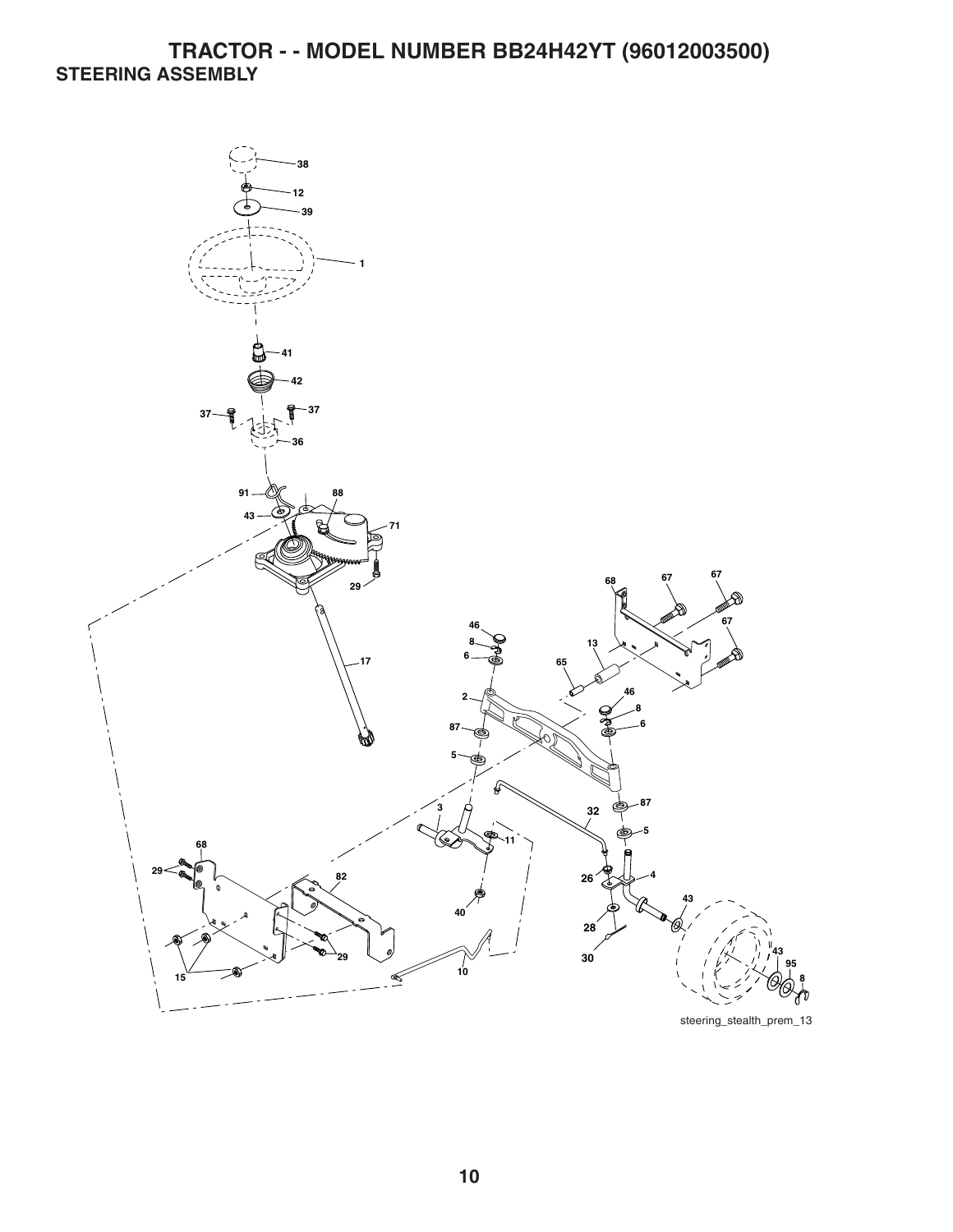# TRACTOR - - MODEL NUMBER BB24H42YT (96012003500)

## STEERING ASSEMBLY

38
12
39
1
41
42
37
37
36
91
88
43
71
29
17
68
67
67
67
46
8
6
13
65
2
46
8
6
87
5
87
3
32
5
11
68
29
82
26
4
40
43
28
30
15
29
10
43
95
8

steering_stealth_prem_13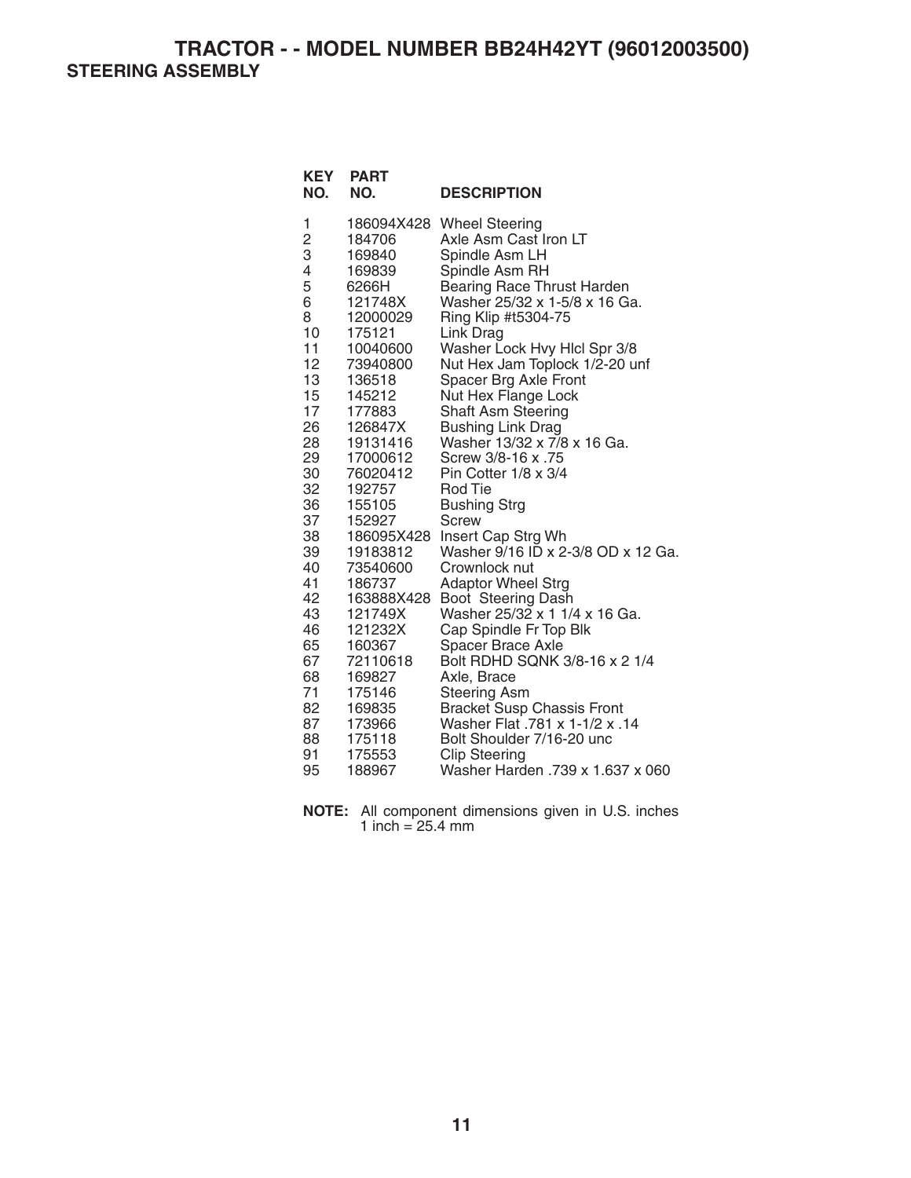# TRACTOR - - MODEL NUMBER BB24H42YT (96012003500)

## STEERING ASSEMBLY

| KEY NO. | PART NO. | DESCRIPTION |
|---|---|---|
| 1 | 186094X428 | Wheel Steering |
| 2 | 184706 | Axle Asm Cast Iron LT |
| 3 | 169840 | Spindle Asm LH |
| 4 | 169839 | Spindle Asm RH |
| 5 | 6266H | Bearing Race Thrust Harden |
| 6 | 121748X | Washer 25/32 x 1-5/8 x 16 Ga. |
| 8 | 12000029 | Ring Klip #t5304-75 |
| 10 | 175121 | Link Drag |
| 11 | 10040600 | Washer Lock Hvy Hlcl Spr 3/8 |
| 12 | 73940800 | Nut Hex Jam Toplock 1/2-20 unf |
| 13 | 136518 | Spacer Brg Axle Front |
| 15 | 145212 | Nut Hex Flange Lock |
| 17 | 177883 | Shaft Asm Steering |
| 26 | 126847X | Bushing Link Drag |
| 28 | 19131416 | Washer 13/32 x 7/8 x 16 Ga. |
| 29 | 17000612 | Screw 3/8-16 x .75 |
| 30 | 76020412 | Pin Cotter 1/8 x 3/4 |
| 32 | 192757 | Rod Tie |
| 36 | 155105 | Bushing Strg |
| 37 | 152927 | Screw |
| 38 | 186095X428 | Insert Cap Strg Wh |
| 39 | 19183812 | Washer 9/16 ID x 2-3/8 OD x 12 Ga. |
| 40 | 73540600 | Crownlock nut |
| 41 | 186737 | Adaptor Wheel Strg |
| 42 | 163888X428 | Boot Steering Dash |
| 43 | 121749X | Washer 25/32 x 1 1/4 x 16 Ga. |
| 46 | 121232X | Cap Spindle Fr Top Blk |
| 65 | 160367 | Spacer Brace Axle |
| 67 | 72110618 | Bolt RDHD SQNK 3/8-16 x 2 1/4 |
| 68 | 169827 | Axle, Brace |
| 71 | 175146 | Steering Asm |
| 82 | 169835 | Bracket Susp Chassis Front |
| 87 | 173966 | Washer Flat .781 x 1-1/2 x .14 |
| 88 | 175118 | Bolt Shoulder 7/16-20 unc |
| 91 | 175553 | Clip Steering |
| 95 | 188967 | Washer Harden .739 x 1.637 x 060 |

**NOTE:** All component dimensions given in U.S. inches
1 inch = 25.4 mm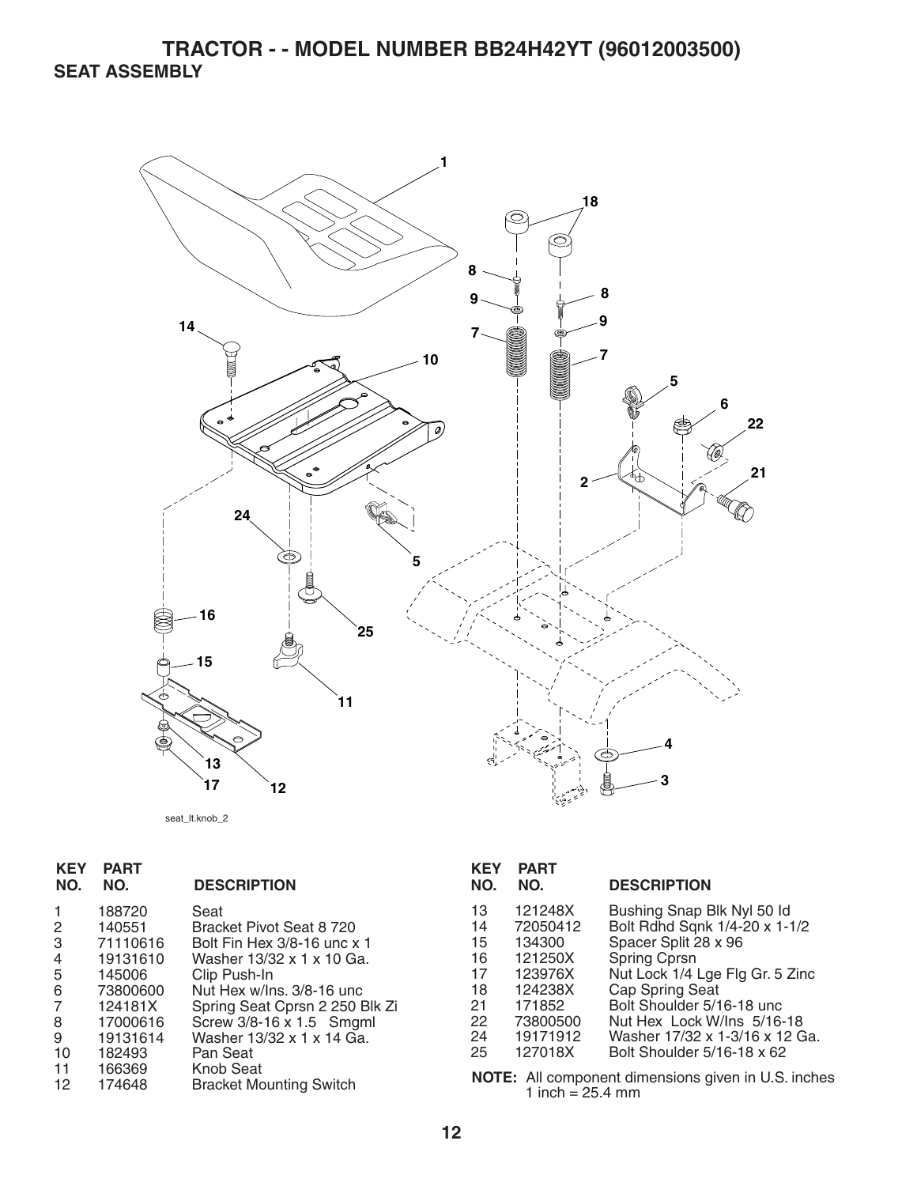# TRACTOR - - MODEL NUMBER BB24H42YT (96012003500)

## SEAT ASSEMBLY

seat_lt.knob_2

| KEY NO. | PART NO. | DESCRIPTION |
|---|---|---|
| 1 | 188720 | Seat |
| 2 | 140551 | Bracket Pivot Seat 8 720 |
| 3 | 71110616 | Bolt Fin Hex 3/8-16 unc x 1 |
| 4 | 19131610 | Washer 13/32 x 1 x 10 Ga. |
| 5 | 145006 | Clip Push-In |
| 6 | 73800600 | Nut Hex w/Ins. 3/8-16 unc |
| 7 | 124181X | Spring Seat Cprsn 2 250 Blk Zi |
| 8 | 17000616 | Screw 3/8-16 x 1.5 Smgml |
| 9 | 19131614 | Washer 13/32 x 1 x 14 Ga. |
| 10 | 182493 | Pan Seat |
| 11 | 166369 | Knob Seat |
| 12 | 174648 | Bracket Mounting Switch |
| 13 | 121248X | Bushing Snap Blk Nyl 50 Id |
| 14 | 72050412 | Bolt Rdhd Sqnk 1/4-20 x 1-1/2 |
| 15 | 134300 | Spacer Split 28 x 96 |
| 16 | 121250X | Spring Cprsn |
| 17 | 123976X | Nut Lock 1/4 Lge Flg Gr. 5 Zinc |
| 18 | 124238X | Cap Spring Seat |
| 21 | 171852 | Bolt Shoulder 5/16-18 unc |
| 22 | 73800500 | Nut Hex Lock W/Ins 5/16-18 |
| 24 | 19171912 | Washer 17/32 x 1-3/16 x 12 Ga. |
| 25 | 127018X | Bolt Shoulder 5/16-18 x 62 |

**NOTE:** All component dimensions given in U.S. inches
1 inch = 25.4 mm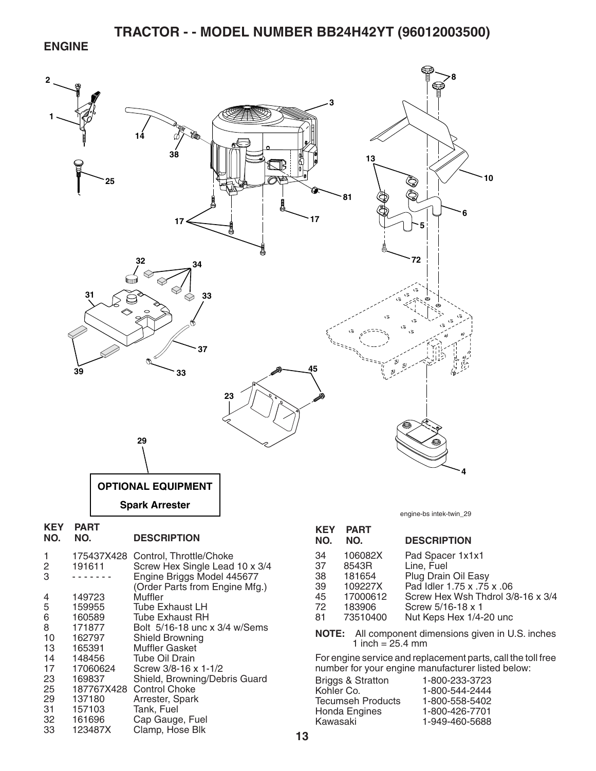# TRACTOR - - MODEL NUMBER BB24H42YT (96012003500)

## ENGINE

**OPTIONAL EQUIPMENT**

**Spark Arrester**

engine-bs intek-twin_29

| KEY NO. | PART NO. | DESCRIPTION |
|---|---|---|
| 1 | 175437X428 | Control, Throttle/Choke |
| 2 | 191611 | Screw Hex Single Lead 10 x 3/4 |
| 3 | - - - - - - - | Engine Briggs Model 445677 (Order Parts from Engine Mfg.) |
| 4 | 149723 | Muffler |
| 5 | 159955 | Tube Exhaust LH |
| 6 | 160589 | Tube Exhaust RH |
| 8 | 171877 | Bolt 5/16-18 unc x 3/4 w/Sems |
| 10 | 162797 | Shield Browning |
| 13 | 165391 | Muffler Gasket |
| 14 | 148456 | Tube Oil Drain |
| 17 | 17060624 | Screw 3/8-16 x 1-1/2 |
| 23 | 169837 | Shield, Browning/Debris Guard |
| 25 | 187767X428 | Control Choke |
| 29 | 137180 | Arrester, Spark |
| 31 | 157103 | Tank, Fuel |
| 32 | 161696 | Cap Gauge, Fuel |
| 33 | 123487X | Clamp, Hose Blk |
| 34 | 106082X | Pad Spacer 1x1x1 |
| 37 | 8543R | Line, Fuel |
| 38 | 181654 | Plug Drain Oil Easy |
| 39 | 109227X | Pad Idler 1.75 x .75 x .06 |
| 45 | 17000612 | Screw Hex Wsh Thdrol 3/8-16 x 3/4 |
| 72 | 183906 | Screw 5/16-18 x 1 |
| 81 | 73510400 | Nut Keps Hex 1/4-20 unc |

**NOTE:** All component dimensions given in U.S. inches 1 inch = 25.4 mm

For engine service and replacement parts, call the toll free number for your engine manufacturer listed below:

| Manufacturer | Phone |
|---|---|
| Briggs & Stratton | 1-800-233-3723 |
| Kohler Co. | 1-800-544-2444 |
| Tecumseh Products | 1-800-558-5402 |
| Honda Engines | 1-800-426-7701 |
| Kawasaki | 1-949-460-5688 |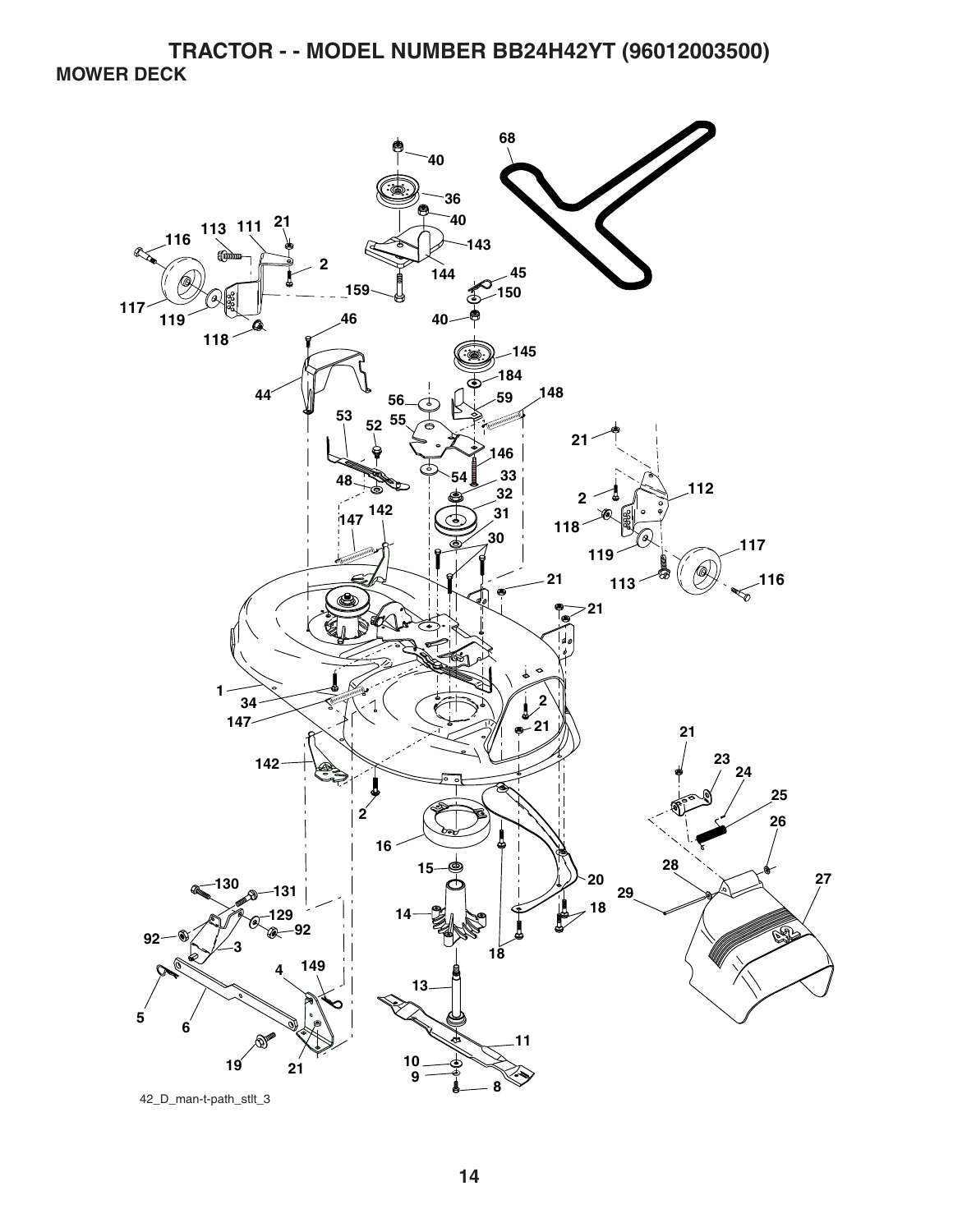# TRACTOR - - MODEL NUMBER BB24H42YT (96012003500)

## MOWER DECK

42_D_man-t-path_stlt_3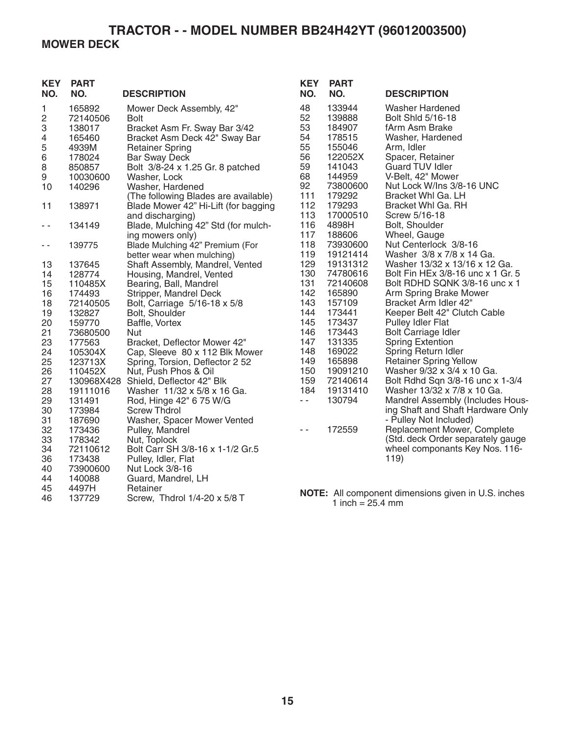# TRACTOR - - MODEL NUMBER BB24H42YT (96012003500)

## MOWER DECK

| KEY NO. | PART NO. | DESCRIPTION |
|---|---|---|
| 1 | 165892 | Mower Deck Assembly, 42" |
| 2 | 72140506 | Bolt |
| 3 | 138017 | Bracket Asm Fr. Sway Bar 3/42 |
| 4 | 165460 | Bracket Asm Deck 42" Sway Bar |
| 5 | 4939M | Retainer Spring |
| 6 | 178024 | Bar Sway Deck |
| 8 | 850857 | Bolt 3/8-24 x 1.25 Gr. 8 patched |
| 9 | 10030600 | Washer, Lock |
| 10 | 140296 | Washer, Hardened |
| | | (The following Blades are available) |
| 11 | 138971 | Blade Mower 42" Hi-Lift (for bagging and discharging) |
| - - | 134149 | Blade, Mulching 42" Std (for mulching mowers only) |
| - - | 139775 | Blade Mulching 42" Premium (For better wear when mulching) |
| 13 | 137645 | Shaft Assembly, Mandrel, Vented |
| 14 | 128774 | Housing, Mandrel, Vented |
| 15 | 110485X | Bearing, Ball, Mandrel |
| 16 | 174493 | Stripper, Mandrel Deck |
| 18 | 72140505 | Bolt, Carriage 5/16-18 x 5/8 |
| 19 | 132827 | Bolt, Shoulder |
| 20 | 159770 | Baffle, Vortex |
| 21 | 73680500 | Nut |
| 23 | 177563 | Bracket, Deflector Mower 42" |
| 24 | 105304X | Cap, Sleeve 80 x 112 Blk Mower |
| 25 | 123713X | Spring, Torsion, Deflector 2 52 |
| 26 | 110452X | Nut, Push Phos & Oil |
| 27 | 130968X428 | Shield, Deflector 42" Blk |
| 28 | 19111016 | Washer 11/32 x 5/8 x 16 Ga. |
| 29 | 131491 | Rod, Hinge 42" 6 75 W/G |
| 30 | 173984 | Screw Thdrol |
| 31 | 187690 | Washer, Spacer Mower Vented |
| 32 | 173436 | Pulley, Mandrel |
| 33 | 178342 | Nut, Toplock |
| 34 | 72110612 | Bolt Carr SH 3/8-16 x 1-1/2 Gr.5 |
| 36 | 173438 | Pulley, Idler, Flat |
| 40 | 73900600 | Nut Lock 3/8-16 |
| 44 | 140088 | Guard, Mandrel, LH |
| 45 | 4497H | Retainer |
| 46 | 137729 | Screw, Thdrol 1/4-20 x 5/8 T |
| 48 | 133944 | Washer Hardened |
| 52 | 139888 | Bolt Shld 5/16-18 |
| 53 | 184907 | fArm Asm Brake |
| 54 | 178515 | Washer, Hardened |
| 55 | 155046 | Arm, Idler |
| 56 | 122052X | Spacer, Retainer |
| 59 | 141043 | Guard TUV Idler |
| 68 | 144959 | V-Belt, 42" Mower |
| 92 | 73800600 | Nut Lock W/Ins 3/8-16 UNC |
| 111 | 179292 | Bracket Whl Ga. LH |
| 112 | 179293 | Bracket Whl Ga. RH |
| 113 | 17000510 | Screw 5/16-18 |
| 116 | 4898H | Bolt, Shoulder |
| 117 | 188606 | Wheel, Gauge |
| 118 | 73930600 | Nut Centerlock 3/8-16 |
| 119 | 19121414 | Washer 3/8 x 7/8 x 14 Ga. |
| 129 | 19131312 | Washer 13/32 x 13/16 x 12 Ga. |
| 130 | 74780616 | Bolt Fin HEx 3/8-16 unc x 1 Gr. 5 |
| 131 | 72140608 | Bolt RDHD SQNK 3/8-16 unc x 1 |
| 142 | 165890 | Arm Spring Brake Mower |
| 143 | 157109 | Bracket Arm Idler 42" |
| 144 | 173441 | Keeper Belt 42" Clutch Cable |
| 145 | 173437 | Pulley Idler Flat |
| 146 | 173443 | Bolt Carriage Idler |
| 147 | 131335 | Spring Extention |
| 148 | 169022 | Spring Return Idler |
| 149 | 165898 | Retainer Spring Yellow |
| 150 | 19091210 | Washer 9/32 x 3/4 x 10 Ga. |
| 159 | 72140614 | Bolt Rdhd Sqn 3/8-16 unc x 1-3/4 |
| 184 | 19131410 | Washer 13/32 x 7/8 x 10 Ga. |
| - - | 130794 | Mandrel Assembly (Includes Housing Shaft and Shaft Hardware Only - Pulley Not Included) |
| - - | 172559 | Replacement Mower, Complete (Std. deck Order separately gauge wheel componants Key Nos. 116-119) |

**NOTE:** All component dimensions given in U.S. inches
1 inch = 25.4 mm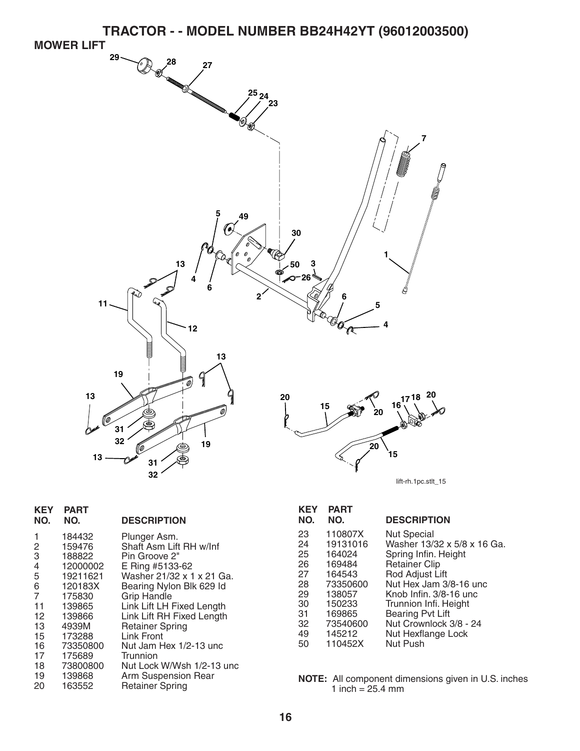# TRACTOR - - MODEL NUMBER BB24H42YT (96012003500)

## MOWER LIFT

29
28
27
25 24
23
7
5
49
30
1
13
4
6
50
3
26
2
6
5
4
11
12
13
19
13
31
32
19
13
31
32
20
15
20
16
17 18
20
20
15

lift-rh.1pc.stlt_15

| KEY NO. | PART NO. | DESCRIPTION |
|---|---|---|
| 1 | 184432 | Plunger Asm. |
| 2 | 159476 | Shaft Asm Lift RH w/Inf |
| 3 | 188822 | Pin Groove 2" |
| 4 | 12000002 | E Ring #5133-62 |
| 5 | 19211621 | Washer 21/32 x 1 x 21 Ga. |
| 6 | 120183X | Bearing Nylon Blk 629 Id |
| 7 | 175830 | Grip Handle |
| 11 | 139865 | Link Lift LH Fixed Length |
| 12 | 139866 | Link Lift RH Fixed Length |
| 13 | 4939M | Retainer Spring |
| 15 | 173288 | Link Front |
| 16 | 73350800 | Nut Jam Hex 1/2-13 unc |
| 17 | 175689 | Trunnion |
| 18 | 73800800 | Nut Lock W/Wsh 1/2-13 unc |
| 19 | 139868 | Arm Suspension Rear |
| 20 | 163552 | Retainer Spring |
| 23 | 110807X | Nut Special |
| 24 | 19131016 | Washer 13/32 x 5/8 x 16 Ga. |
| 25 | 164024 | Spring Infin. Height |
| 26 | 169484 | Retainer Clip |
| 27 | 164543 | Rod Adjust Lift |
| 28 | 73350600 | Nut Hex Jam 3/8-16 unc |
| 29 | 138057 | Knob Infin. 3/8-16 unc |
| 30 | 150233 | Trunnion Infi. Height |
| 31 | 169865 | Bearing Pvt Lift |
| 32 | 73540600 | Nut Crownlock 3/8 - 24 |
| 49 | 145212 | Nut Hexflange Lock |
| 50 | 110452X | Nut Push |

**NOTE:** All component dimensions given in U.S. inches
1 inch = 25.4 mm